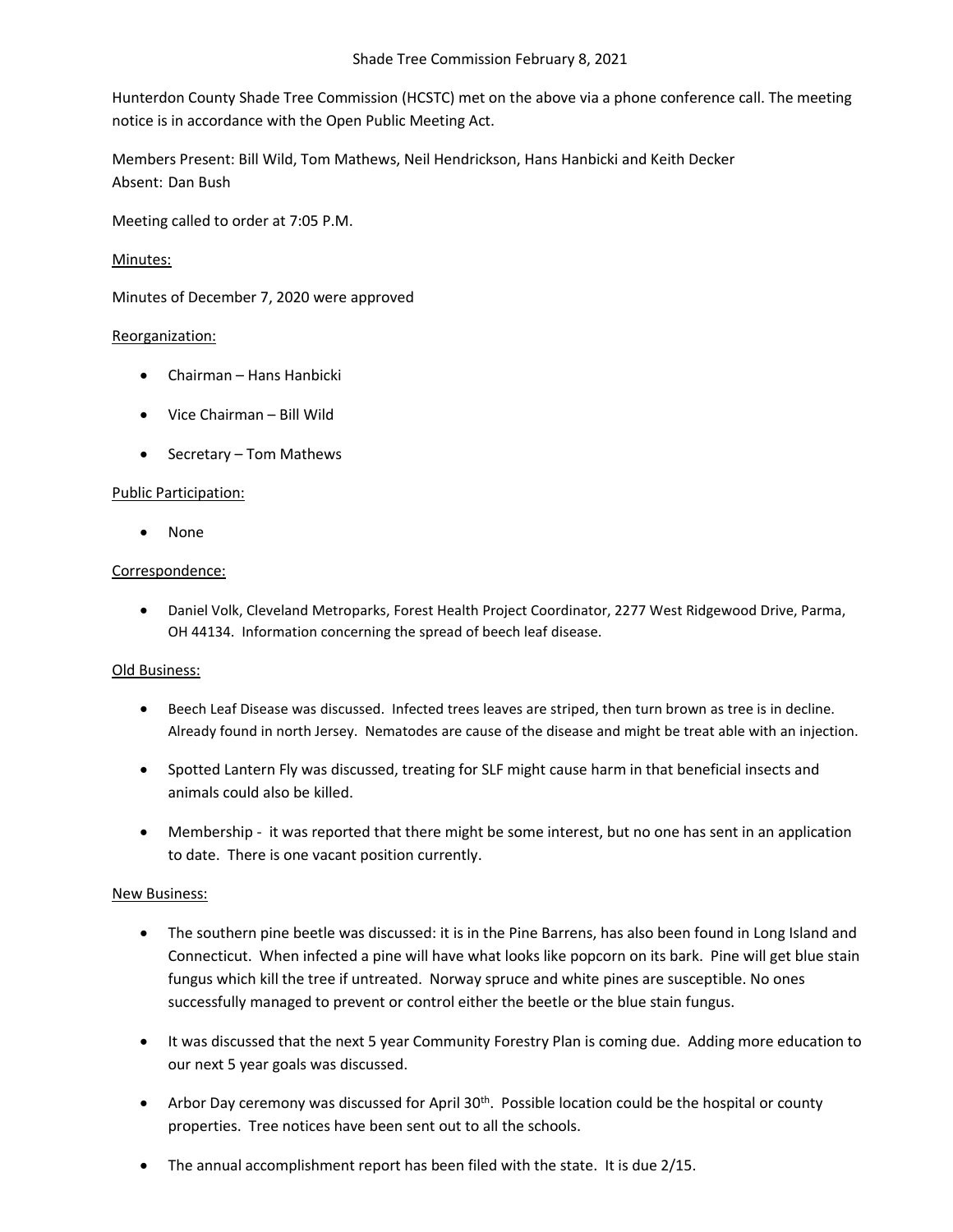Shade Tree Commission February 8, 2021

Hunterdon County Shade Tree Commission (HCSTC) met on the above via a phone conference call. The meeting notice is in accordance with the Open Public Meeting Act.

Members Present: Bill Wild, Tom Mathews, Neil Hendrickson, Hans Hanbicki and Keith Decker
Absent: Dan Bush

Meeting called to order at 7:05 P.M.

<u>Minutes:</u>

Minutes of December 7, 2020 were approved

<u>Reorganization:</u>

- Chairman – Hans Hanbicki
- Vice Chairman – Bill Wild
- Secretary – Tom Mathews

<u>Public Participation:</u>

- None

<u>Correspondence:</u>

- Daniel Volk, Cleveland Metroparks, Forest Health Project Coordinator, 2277 West Ridgewood Drive, Parma, OH 44134. Information concerning the spread of beech leaf disease.

<u>Old Business:</u>

- Beech Leaf Disease was discussed. Infected trees leaves are striped, then turn brown as tree is in decline. Already found in north Jersey. Nematodes are cause of the disease and might be treat able with an injection.
- Spotted Lantern Fly was discussed, treating for SLF might cause harm in that beneficial insects and animals could also be killed.
- Membership - it was reported that there might be some interest, but no one has sent in an application to date. There is one vacant position currently.

<u>New Business:</u>

- The southern pine beetle was discussed: it is in the Pine Barrens, has also been found in Long Island and Connecticut. When infected a pine will have what looks like popcorn on its bark. Pine will get blue stain fungus which kill the tree if untreated. Norway spruce and white pines are susceptible. No ones successfully managed to prevent or control either the beetle or the blue stain fungus.
- It was discussed that the next 5 year Community Forestry Plan is coming due. Adding more education to our next 5 year goals was discussed.
- Arbor Day ceremony was discussed for April 30th. Possible location could be the hospital or county properties. Tree notices have been sent out to all the schools.
- The annual accomplishment report has been filed with the state. It is due 2/15.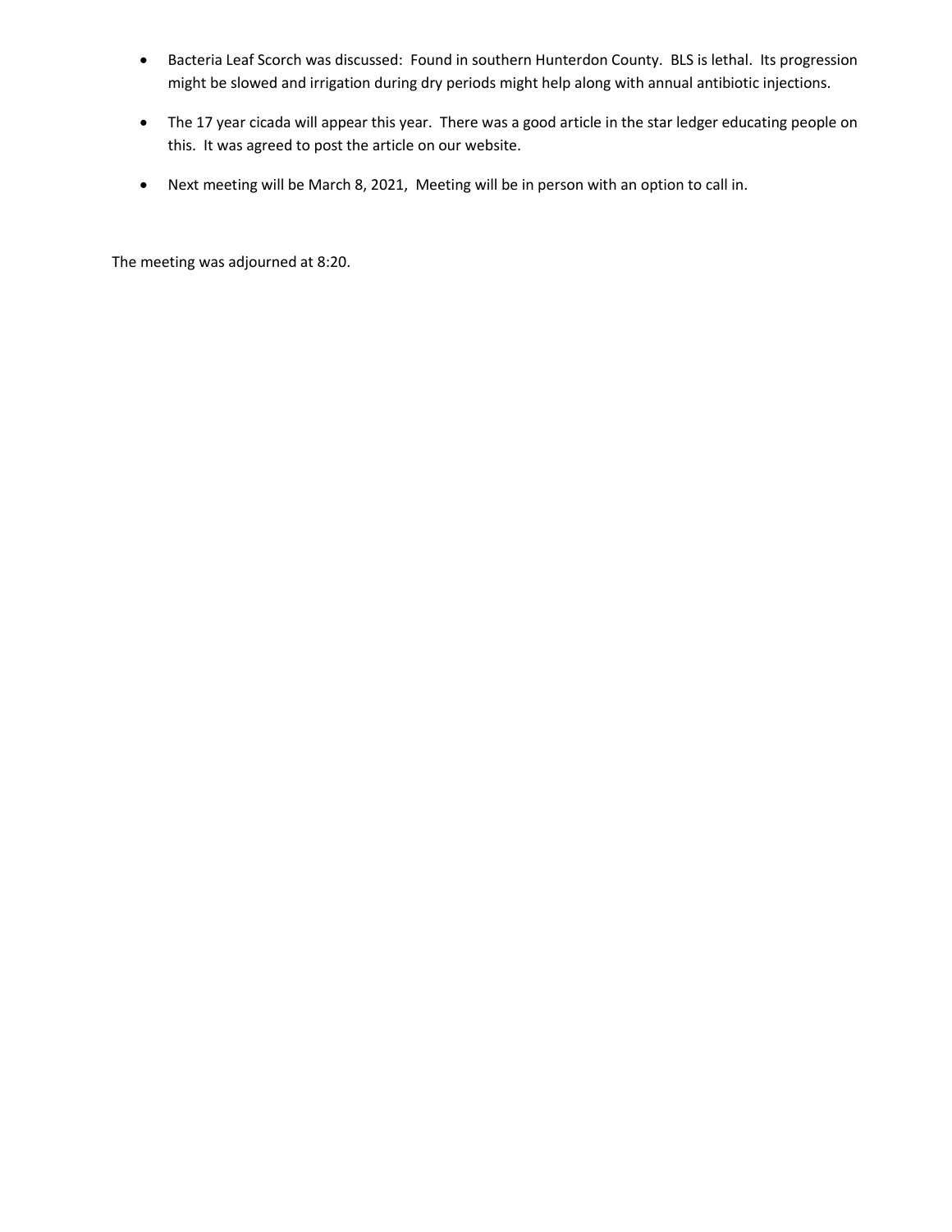- Bacteria Leaf Scorch was discussed: Found in southern Hunterdon County. BLS is lethal. Its progression might be slowed and irrigation during dry periods might help along with annual antibiotic injections.
- The 17 year cicada will appear this year. There was a good article in the star ledger educating people on this. It was agreed to post the article on our website.
- Next meeting will be March 8, 2021, Meeting will be in person with an option to call in.

The meeting was adjourned at 8:20.